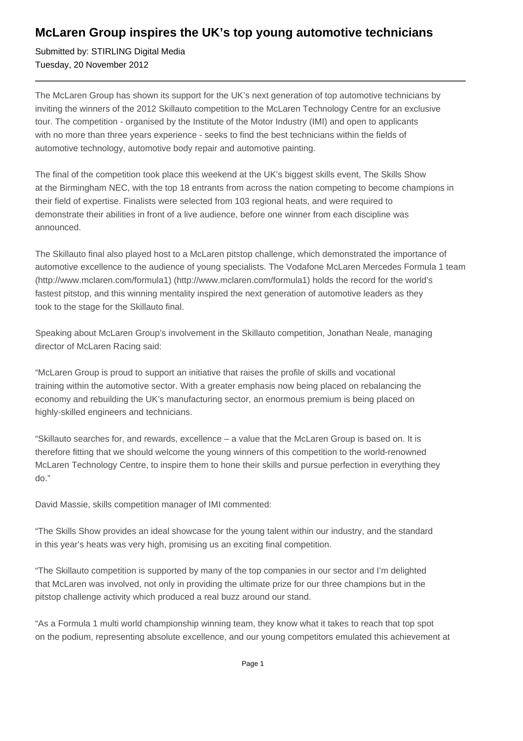# McLaren Group inspires the UK's top young automotive technicians

Submitted by: STIRLING Digital Media
Tuesday, 20 November 2012

---

The McLaren Group has shown its support for the UK's next generation of top automotive technicians by inviting the winners of the 2012 Skillauto competition to the McLaren Technology Centre for an exclusive tour. The competition - organised by the Institute of the Motor Industry (IMI) and open to applicants with no more than three years experience - seeks to find the best technicians within the fields of automotive technology, automotive body repair and automotive painting.

The final of the competition took place this weekend at the UK's biggest skills event, The Skills Show at the Birmingham NEC, with the top 18 entrants from across the nation competing to become champions in their field of expertise. Finalists were selected from 103 regional heats, and were required to demonstrate their abilities in front of a live audience, before one winner from each discipline was announced.

The Skillauto final also played host to a McLaren pitstop challenge, which demonstrated the importance of automotive excellence to the audience of young specialists. The Vodafone McLaren Mercedes Formula 1 team (http://www.mclaren.com/formula1) (http://www.mclaren.com/formula1) holds the record for the world's fastest pitstop, and this winning mentality inspired the next generation of automotive leaders as they took to the stage for the Skillauto final.

Speaking about McLaren Group's involvement in the Skillauto competition, Jonathan Neale, managing director of McLaren Racing said:

"McLaren Group is proud to support an initiative that raises the profile of skills and vocational training within the automotive sector. With a greater emphasis now being placed on rebalancing the economy and rebuilding the UK's manufacturing sector, an enormous premium is being placed on highly-skilled engineers and technicians.

"Skillauto searches for, and rewards, excellence – a value that the McLaren Group is based on. It is therefore fitting that we should welcome the young winners of this competition to the world-renowned McLaren Technology Centre, to inspire them to hone their skills and pursue perfection in everything they do."

David Massie, skills competition manager of IMI commented:

"The Skills Show provides an ideal showcase for the young talent within our industry, and the standard in this year's heats was very high, promising us an exciting final competition.

"The Skillauto competition is supported by many of the top companies in our sector and I'm delighted that McLaren was involved, not only in providing the ultimate prize for our three champions but in the pitstop challenge activity which produced a real buzz around our stand.

"As a Formula 1 multi world championship winning team, they know what it takes to reach that top spot on the podium, representing absolute excellence, and our young competitors emulated this achievement at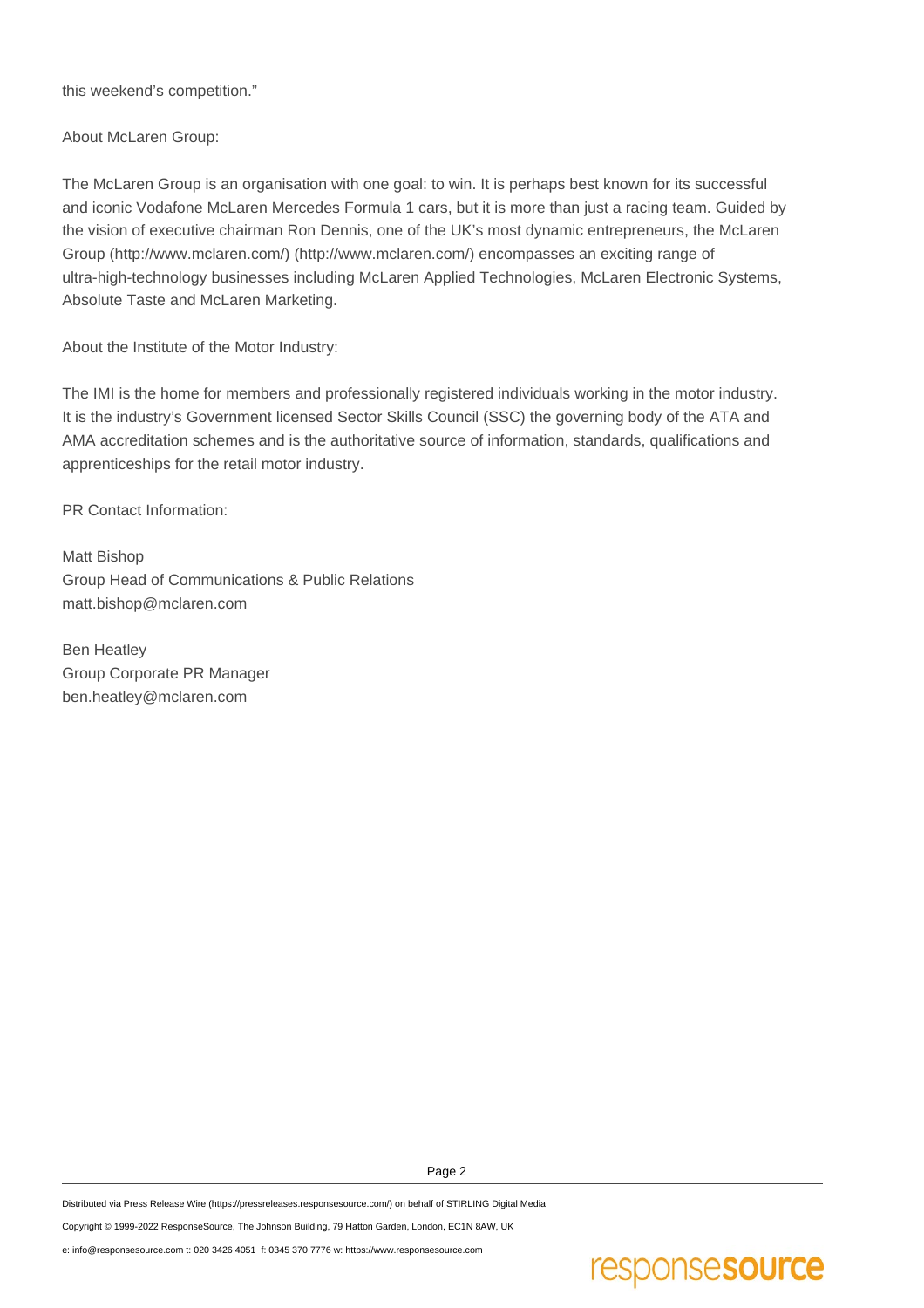this weekend's competition."

About McLaren Group:

The McLaren Group is an organisation with one goal: to win. It is perhaps best known for its successful and iconic Vodafone McLaren Mercedes Formula 1 cars, but it is more than just a racing team. Guided by the vision of executive chairman Ron Dennis, one of the UK's most dynamic entrepreneurs, the McLaren Group (http://www.mclaren.com/) (http://www.mclaren.com/) encompasses an exciting range of ultra-high-technology businesses including McLaren Applied Technologies, McLaren Electronic Systems, Absolute Taste and McLaren Marketing.

About the Institute of the Motor Industry:

The IMI is the home for members and professionally registered individuals working in the motor industry. It is the industry's Government licensed Sector Skills Council (SSC) the governing body of the ATA and AMA accreditation schemes and is the authoritative source of information, standards, qualifications and apprenticeships for the retail motor industry.

PR Contact Information:

Matt Bishop
Group Head of Communications & Public Relations
matt.bishop@mclaren.com

Ben Heatley
Group Corporate PR Manager
ben.heatley@mclaren.com